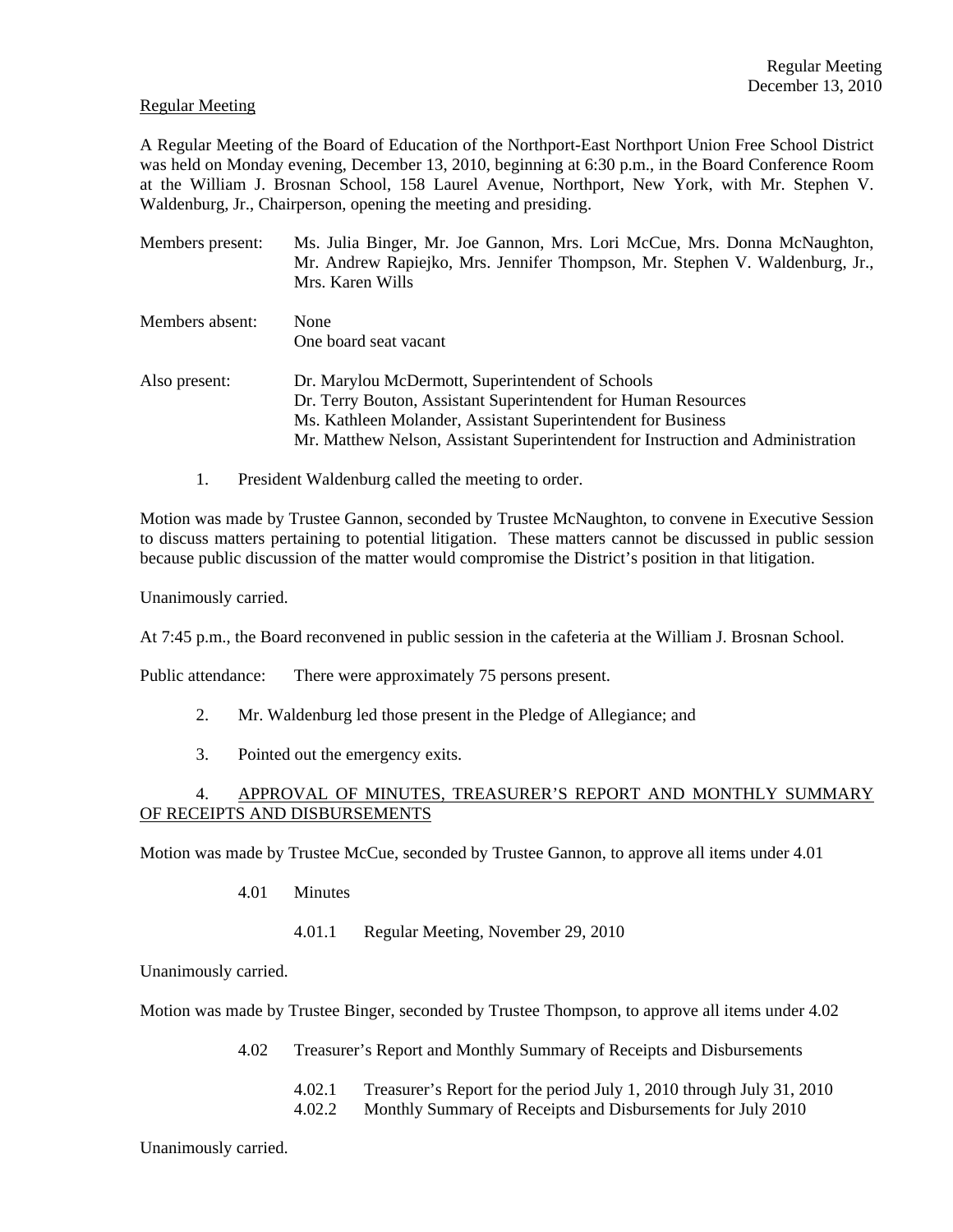Regular Meeting

A Regular Meeting of the Board of Education of the Northport-East Northport Union Free School District was held on Monday evening, December 13, 2010, beginning at 6:30 p.m., in the Board Conference Room at the William J. Brosnan School, 158 Laurel Avenue, Northport, New York, with Mr. Stephen V. Waldenburg, Jr., Chairperson, opening the meeting and presiding.

| | |
|---|---|
| Members present: | Ms. Julia Binger, Mr. Joe Gannon, Mrs. Lori McCue, Mrs. Donna McNaughton, Mr. Andrew Rapiejko, Mrs. Jennifer Thompson, Mr. Stephen V. Waldenburg, Jr., Mrs. Karen Wills |
| Members absent: | None<br>One board seat vacant |
| Also present: | Dr. Marylou McDermott, Superintendent of Schools<br>Dr. Terry Bouton, Assistant Superintendent for Human Resources<br>Ms. Kathleen Molander, Assistant Superintendent for Business<br>Mr. Matthew Nelson, Assistant Superintendent for Instruction and Administration |

1. President Waldenburg called the meeting to order.

Motion was made by Trustee Gannon, seconded by Trustee McNaughton, to convene in Executive Session to discuss matters pertaining to potential litigation. These matters cannot be discussed in public session because public discussion of the matter would compromise the District's position in that litigation.

Unanimously carried.

At 7:45 p.m., the Board reconvened in public session in the cafeteria at the William J. Brosnan School.

Public attendance: There were approximately 75 persons present.

2. Mr. Waldenburg led those present in the Pledge of Allegiance; and

3. Pointed out the emergency exits.

4. APPROVAL OF MINUTES, TREASURER'S REPORT AND MONTHLY SUMMARY OF RECEIPTS AND DISBURSEMENTS

Motion was made by Trustee McCue, seconded by Trustee Gannon, to approve all items under 4.01

4.01 Minutes

4.01.1 Regular Meeting, November 29, 2010

Unanimously carried.

Motion was made by Trustee Binger, seconded by Trustee Thompson, to approve all items under 4.02

4.02 Treasurer's Report and Monthly Summary of Receipts and Disbursements

4.02.1 Treasurer's Report for the period July 1, 2010 through July 31, 2010
4.02.2 Monthly Summary of Receipts and Disbursements for July 2010

Unanimously carried.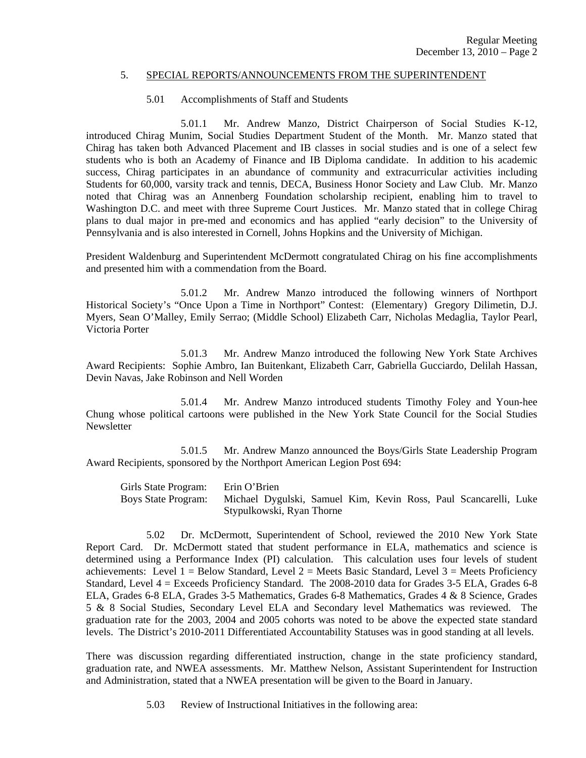5. SPECIAL REPORTS/ANNOUNCEMENTS FROM THE SUPERINTENDENT

5.01 Accomplishments of Staff and Students

5.01.1 Mr. Andrew Manzo, District Chairperson of Social Studies K-12, introduced Chirag Munim, Social Studies Department Student of the Month. Mr. Manzo stated that Chirag has taken both Advanced Placement and IB classes in social studies and is one of a select few students who is both an Academy of Finance and IB Diploma candidate. In addition to his academic success, Chirag participates in an abundance of community and extracurricular activities including Students for 60,000, varsity track and tennis, DECA, Business Honor Society and Law Club. Mr. Manzo noted that Chirag was an Annenberg Foundation scholarship recipient, enabling him to travel to Washington D.C. and meet with three Supreme Court Justices. Mr. Manzo stated that in college Chirag plans to dual major in pre-med and economics and has applied "early decision" to the University of Pennsylvania and is also interested in Cornell, Johns Hopkins and the University of Michigan.

President Waldenburg and Superintendent McDermott congratulated Chirag on his fine accomplishments and presented him with a commendation from the Board.

5.01.2 Mr. Andrew Manzo introduced the following winners of Northport Historical Society's "Once Upon a Time in Northport" Contest: (Elementary) Gregory Dilimetin, D.J. Myers, Sean O'Malley, Emily Serrao; (Middle School) Elizabeth Carr, Nicholas Medaglia, Taylor Pearl, Victoria Porter

5.01.3 Mr. Andrew Manzo introduced the following New York State Archives Award Recipients: Sophie Ambro, Ian Buitenkant, Elizabeth Carr, Gabriella Gucciardo, Delilah Hassan, Devin Navas, Jake Robinson and Nell Worden

5.01.4 Mr. Andrew Manzo introduced students Timothy Foley and Youn-hee Chung whose political cartoons were published in the New York State Council for the Social Studies Newsletter

5.01.5 Mr. Andrew Manzo announced the Boys/Girls State Leadership Program Award Recipients, sponsored by the Northport American Legion Post 694:

| | |
|---|---|
| Girls State Program: | Erin O'Brien |
| Boys State Program: | Michael Dygulski, Samuel Kim, Kevin Ross, Paul Scancarelli, Luke Stypulkowski, Ryan Thorne |

5.02 Dr. McDermott, Superintendent of School, reviewed the 2010 New York State Report Card. Dr. McDermott stated that student performance in ELA, mathematics and science is determined using a Performance Index (PI) calculation. This calculation uses four levels of student achievements: Level 1 = Below Standard, Level 2 = Meets Basic Standard, Level 3 = Meets Proficiency Standard, Level 4 = Exceeds Proficiency Standard. The 2008-2010 data for Grades 3-5 ELA, Grades 6-8 ELA, Grades 6-8 ELA, Grades 3-5 Mathematics, Grades 6-8 Mathematics, Grades 4 & 8 Science, Grades 5 & 8 Social Studies, Secondary Level ELA and Secondary level Mathematics was reviewed. The graduation rate for the 2003, 2004 and 2005 cohorts was noted to be above the expected state standard levels. The District's 2010-2011 Differentiated Accountability Statuses was in good standing at all levels.

There was discussion regarding differentiated instruction, change in the state proficiency standard, graduation rate, and NWEA assessments. Mr. Matthew Nelson, Assistant Superintendent for Instruction and Administration, stated that a NWEA presentation will be given to the Board in January.

5.03 Review of Instructional Initiatives in the following area: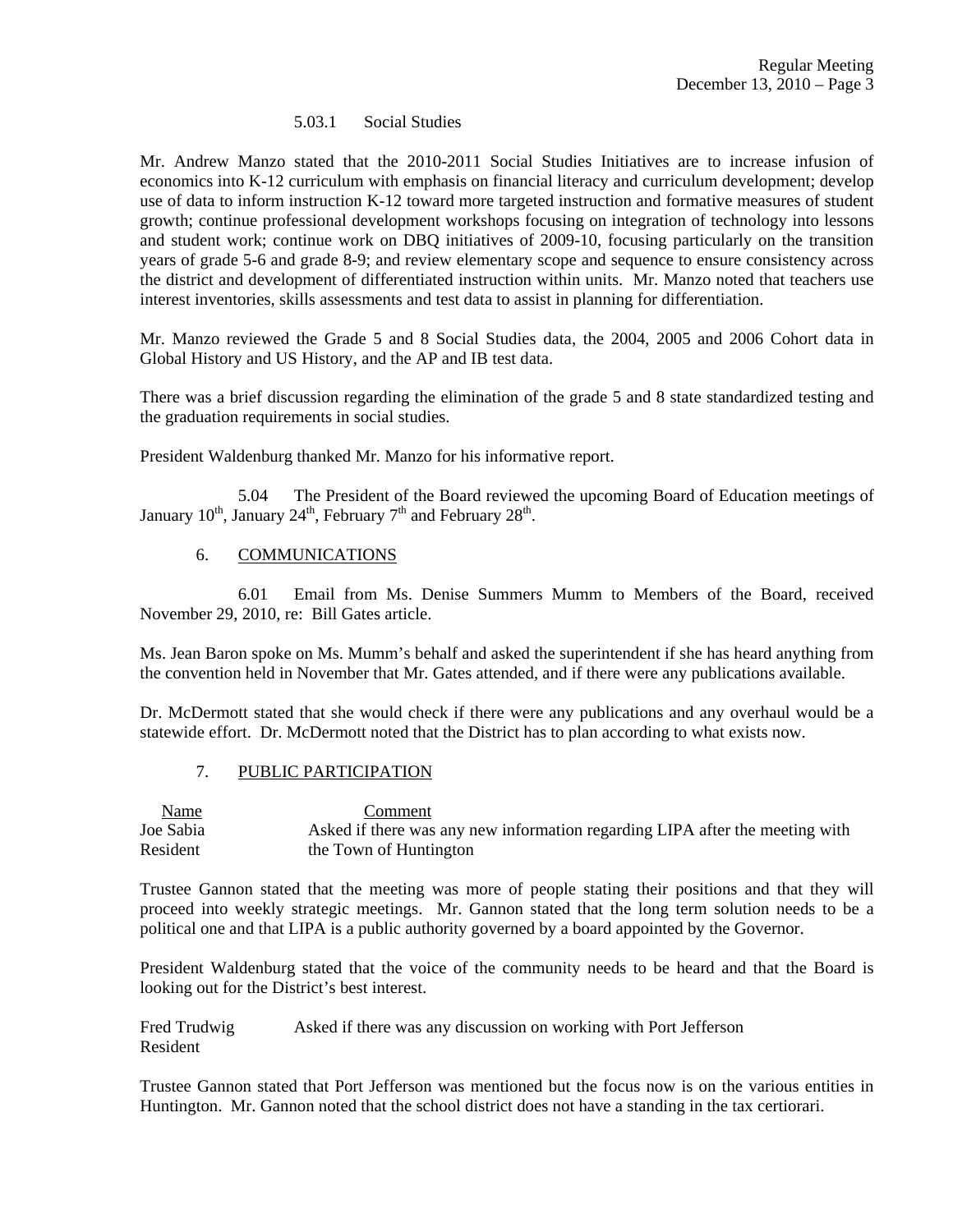5.03.1 Social Studies

Mr. Andrew Manzo stated that the 2010-2011 Social Studies Initiatives are to increase infusion of economics into K-12 curriculum with emphasis on financial literacy and curriculum development; develop use of data to inform instruction K-12 toward more targeted instruction and formative measures of student growth; continue professional development workshops focusing on integration of technology into lessons and student work; continue work on DBQ initiatives of 2009-10, focusing particularly on the transition years of grade 5-6 and grade 8-9; and review elementary scope and sequence to ensure consistency across the district and development of differentiated instruction within units. Mr. Manzo noted that teachers use interest inventories, skills assessments and test data to assist in planning for differentiation.

Mr. Manzo reviewed the Grade 5 and 8 Social Studies data, the 2004, 2005 and 2006 Cohort data in Global History and US History, and the AP and IB test data.

There was a brief discussion regarding the elimination of the grade 5 and 8 state standardized testing and the graduation requirements in social studies.

President Waldenburg thanked Mr. Manzo for his informative report.

5.04 The President of the Board reviewed the upcoming Board of Education meetings of January 10th, January 24th, February 7th and February 28th.

## 6. COMMUNICATIONS

6.01 Email from Ms. Denise Summers Mumm to Members of the Board, received November 29, 2010, re: Bill Gates article.

Ms. Jean Baron spoke on Ms. Mumm's behalf and asked the superintendent if she has heard anything from the convention held in November that Mr. Gates attended, and if there were any publications available.

Dr. McDermott stated that she would check if there were any publications and any overhaul would be a statewide effort. Dr. McDermott noted that the District has to plan according to what exists now.

## 7. PUBLIC PARTICIPATION

| Name | Comment |
|---|---|
| Joe Sabia<br>Resident | Asked if there was any new information regarding LIPA after the meeting with the Town of Huntington |

Trustee Gannon stated that the meeting was more of people stating their positions and that they will proceed into weekly strategic meetings. Mr. Gannon stated that the long term solution needs to be a political one and that LIPA is a public authority governed by a board appointed by the Governor.

President Waldenburg stated that the voice of the community needs to be heard and that the Board is looking out for the District's best interest.

| | |
|---|---|
| Fred Trudwig<br>Resident | Asked if there was any discussion on working with Port Jefferson |

Trustee Gannon stated that Port Jefferson was mentioned but the focus now is on the various entities in Huntington. Mr. Gannon noted that the school district does not have a standing in the tax certiorari.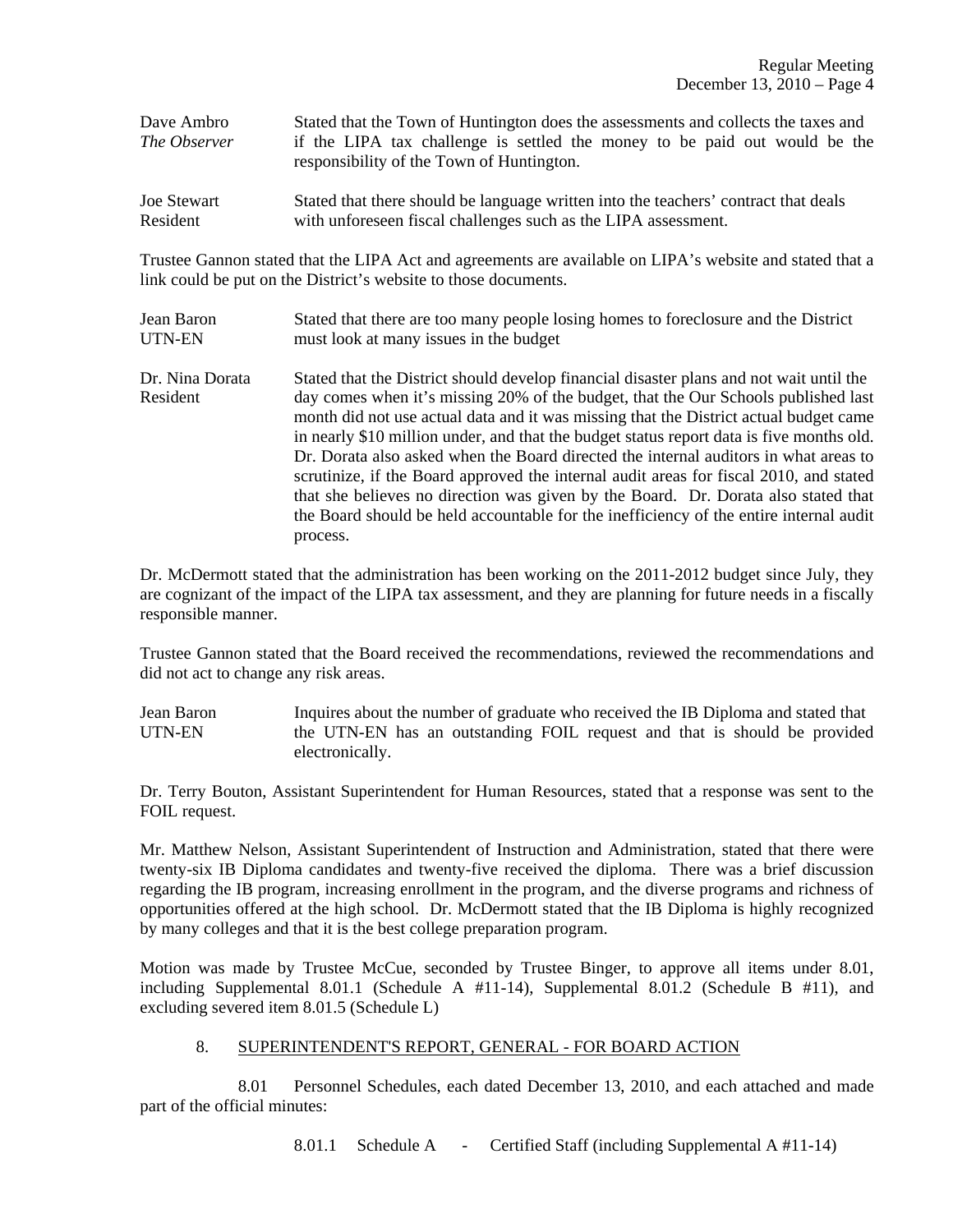Dave Ambro
*The Observer*
Stated that the Town of Huntington does the assessments and collects the taxes and if the LIPA tax challenge is settled the money to be paid out would be the responsibility of the Town of Huntington.

Joe Stewart
Resident
Stated that there should be language written into the teachers' contract that deals with unforeseen fiscal challenges such as the LIPA assessment.

Trustee Gannon stated that the LIPA Act and agreements are available on LIPA's website and stated that a link could be put on the District's website to those documents.

Jean Baron
UTN-EN
Stated that there are too many people losing homes to foreclosure and the District must look at many issues in the budget

Dr. Nina Dorata
Resident
Stated that the District should develop financial disaster plans and not wait until the day comes when it's missing 20% of the budget, that the Our Schools published last month did not use actual data and it was missing that the District actual budget came in nearly $10 million under, and that the budget status report data is five months old. Dr. Dorata also asked when the Board directed the internal auditors in what areas to scrutinize, if the Board approved the internal audit areas for fiscal 2010, and stated that she believes no direction was given by the Board. Dr. Dorata also stated that the Board should be held accountable for the inefficiency of the entire internal audit process.

Dr. McDermott stated that the administration has been working on the 2011-2012 budget since July, they are cognizant of the impact of the LIPA tax assessment, and they are planning for future needs in a fiscally responsible manner.

Trustee Gannon stated that the Board received the recommendations, reviewed the recommendations and did not act to change any risk areas.

Jean Baron
UTN-EN
Inquires about the number of graduate who received the IB Diploma and stated that the UTN-EN has an outstanding FOIL request and that is should be provided electronically.

Dr. Terry Bouton, Assistant Superintendent for Human Resources, stated that a response was sent to the FOIL request.

Mr. Matthew Nelson, Assistant Superintendent of Instruction and Administration, stated that there were twenty-six IB Diploma candidates and twenty-five received the diploma. There was a brief discussion regarding the IB program, increasing enrollment in the program, and the diverse programs and richness of opportunities offered at the high school. Dr. McDermott stated that the IB Diploma is highly recognized by many colleges and that it is the best college preparation program.

Motion was made by Trustee McCue, seconded by Trustee Binger, to approve all items under 8.01, including Supplemental 8.01.1 (Schedule A #11-14), Supplemental 8.01.2 (Schedule B #11), and excluding severed item 8.01.5 (Schedule L)

## 8. SUPERINTENDENT'S REPORT, GENERAL - FOR BOARD ACTION

8.01 Personnel Schedules, each dated December 13, 2010, and each attached and made part of the official minutes:

8.01.1 Schedule A - Certified Staff (including Supplemental A #11-14)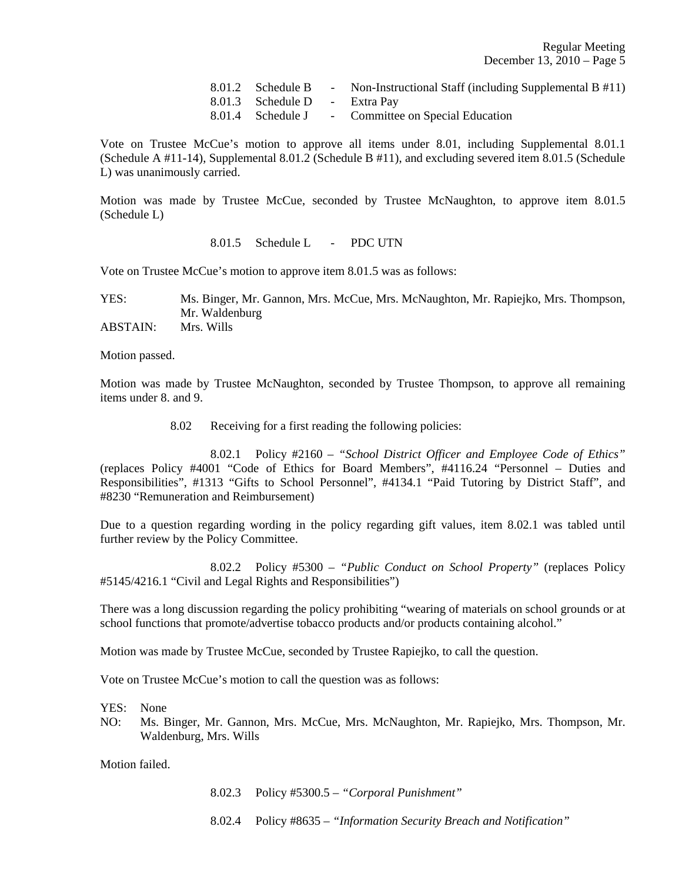8.01.2 Schedule B - Non-Instructional Staff (including Supplemental B #11)
8.01.3 Schedule D - Extra Pay
8.01.4 Schedule J - Committee on Special Education

Vote on Trustee McCue's motion to approve all items under 8.01, including Supplemental 8.01.1 (Schedule A #11-14), Supplemental 8.01.2 (Schedule B #11), and excluding severed item 8.01.5 (Schedule L) was unanimously carried.

Motion was made by Trustee McCue, seconded by Trustee McNaughton, to approve item 8.01.5 (Schedule L)

8.01.5 Schedule L - PDC UTN

Vote on Trustee McCue's motion to approve item 8.01.5 was as follows:

YES: Ms. Binger, Mr. Gannon, Mrs. McCue, Mrs. McNaughton, Mr. Rapiejko, Mrs. Thompson, Mr. Waldenburg
ABSTAIN: Mrs. Wills

Motion passed.

Motion was made by Trustee McNaughton, seconded by Trustee Thompson, to approve all remaining items under 8. and 9.

8.02 Receiving for a first reading the following policies:

8.02.1 Policy #2160 – *"School District Officer and Employee Code of Ethics"* (replaces Policy #4001 "Code of Ethics for Board Members", #4116.24 "Personnel – Duties and Responsibilities", #1313 "Gifts to School Personnel", #4134.1 "Paid Tutoring by District Staff", and #8230 "Remuneration and Reimbursement)

Due to a question regarding wording in the policy regarding gift values, item 8.02.1 was tabled until further review by the Policy Committee.

8.02.2 Policy #5300 – *"Public Conduct on School Property"* (replaces Policy #5145/4216.1 "Civil and Legal Rights and Responsibilities")

There was a long discussion regarding the policy prohibiting "wearing of materials on school grounds or at school functions that promote/advertise tobacco products and/or products containing alcohol."

Motion was made by Trustee McCue, seconded by Trustee Rapiejko, to call the question.

Vote on Trustee McCue's motion to call the question was as follows:

YES: None
NO: Ms. Binger, Mr. Gannon, Mrs. McCue, Mrs. McNaughton, Mr. Rapiejko, Mrs. Thompson, Mr. Waldenburg, Mrs. Wills

Motion failed.

8.02.3 Policy #5300.5 – *"Corporal Punishment"*

8.02.4 Policy #8635 – *"Information Security Breach and Notification"*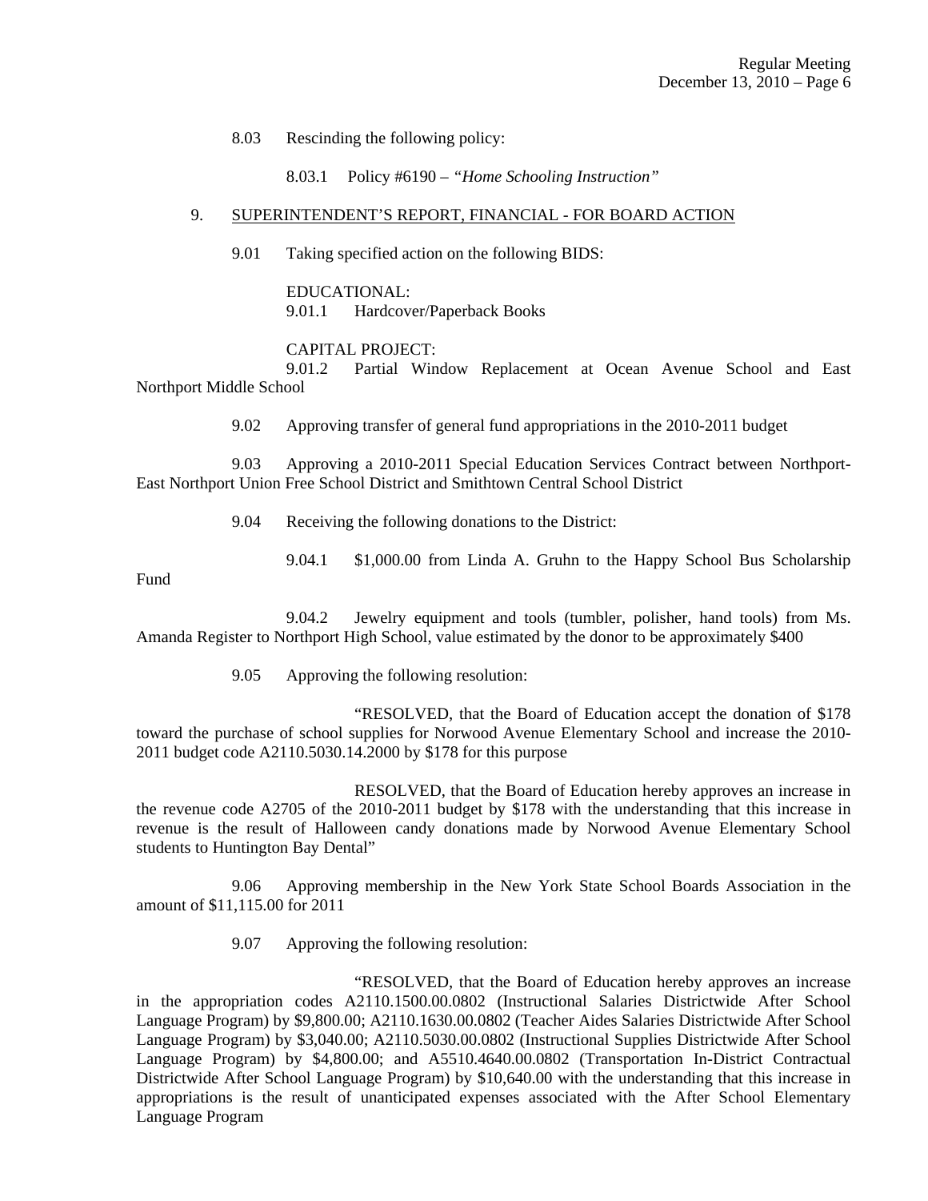8.03 Rescinding the following policy:

8.03.1 Policy #6190 – *"Home Schooling Instruction"*

9. SUPERINTENDENT'S REPORT, FINANCIAL - FOR BOARD ACTION

9.01 Taking specified action on the following BIDS:

EDUCATIONAL:
9.01.1 Hardcover/Paperback Books

CAPITAL PROJECT:
9.01.2 Partial Window Replacement at Ocean Avenue School and East Northport Middle School

9.02 Approving transfer of general fund appropriations in the 2010-2011 budget

9.03 Approving a 2010-2011 Special Education Services Contract between Northport-East Northport Union Free School District and Smithtown Central School District

9.04 Receiving the following donations to the District:

9.04.1 $1,000.00 from Linda A. Gruhn to the Happy School Bus Scholarship Fund

9.04.2 Jewelry equipment and tools (tumbler, polisher, hand tools) from Ms. Amanda Register to Northport High School, value estimated by the donor to be approximately $400

9.05 Approving the following resolution:

"RESOLVED, that the Board of Education accept the donation of $178 toward the purchase of school supplies for Norwood Avenue Elementary School and increase the 2010-2011 budget code A2110.5030.14.2000 by $178 for this purpose

RESOLVED, that the Board of Education hereby approves an increase in the revenue code A2705 of the 2010-2011 budget by $178 with the understanding that this increase in revenue is the result of Halloween candy donations made by Norwood Avenue Elementary School students to Huntington Bay Dental"

9.06 Approving membership in the New York State School Boards Association in the amount of $11,115.00 for 2011

9.07 Approving the following resolution:

"RESOLVED, that the Board of Education hereby approves an increase in the appropriation codes A2110.1500.00.0802 (Instructional Salaries Districtwide After School Language Program) by $9,800.00; A2110.1630.00.0802 (Teacher Aides Salaries Districtwide After School Language Program) by $3,040.00; A2110.5030.00.0802 (Instructional Supplies Districtwide After School Language Program) by $4,800.00; and A5510.4640.00.0802 (Transportation In-District Contractual Districtwide After School Language Program) by $10,640.00 with the understanding that this increase in appropriations is the result of unanticipated expenses associated with the After School Elementary Language Program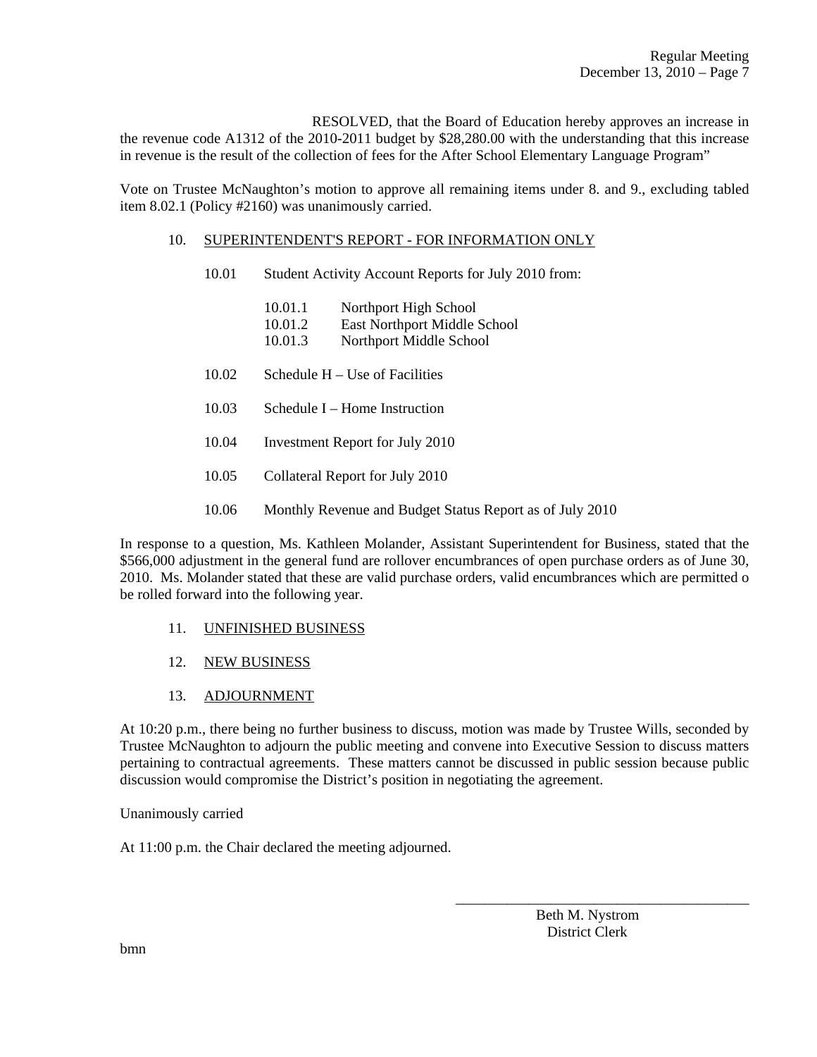RESOLVED, that the Board of Education hereby approves an increase in the revenue code A1312 of the 2010-2011 budget by $28,280.00 with the understanding that this increase in revenue is the result of the collection of fees for the After School Elementary Language Program"

Vote on Trustee McNaughton's motion to approve all remaining items under 8. and 9., excluding tabled item 8.02.1 (Policy #2160) was unanimously carried.

10. SUPERINTENDENT'S REPORT - FOR INFORMATION ONLY

    10.01 Student Activity Account Reports for July 2010 from:

        10.01.1 Northport High School
        10.01.2 East Northport Middle School
        10.01.3 Northport Middle School

    10.02 Schedule H – Use of Facilities

    10.03 Schedule I – Home Instruction

    10.04 Investment Report for July 2010

    10.05 Collateral Report for July 2010

    10.06 Monthly Revenue and Budget Status Report as of July 2010

In response to a question, Ms. Kathleen Molander, Assistant Superintendent for Business, stated that the $566,000 adjustment in the general fund are rollover encumbrances of open purchase orders as of June 30, 2010. Ms. Molander stated that these are valid purchase orders, valid encumbrances which are permitted o be rolled forward into the following year.

11. UNFINISHED BUSINESS

12. NEW BUSINESS

13. ADJOURNMENT

At 10:20 p.m., there being no further business to discuss, motion was made by Trustee Wills, seconded by Trustee McNaughton to adjourn the public meeting and convene into Executive Session to discuss matters pertaining to contractual agreements. These matters cannot be discussed in public session because public discussion would compromise the District's position in negotiating the agreement.

Unanimously carried

At 11:00 p.m. the Chair declared the meeting adjourned.

\_\_\_\_\_\_\_\_\_\_\_\_\_\_\_\_\_\_\_\_\_\_\_\_\_\_\_\_\_\_\_\_\_\_\_\_\_\_\_\_

Beth M. Nystrom
District Clerk

bmn